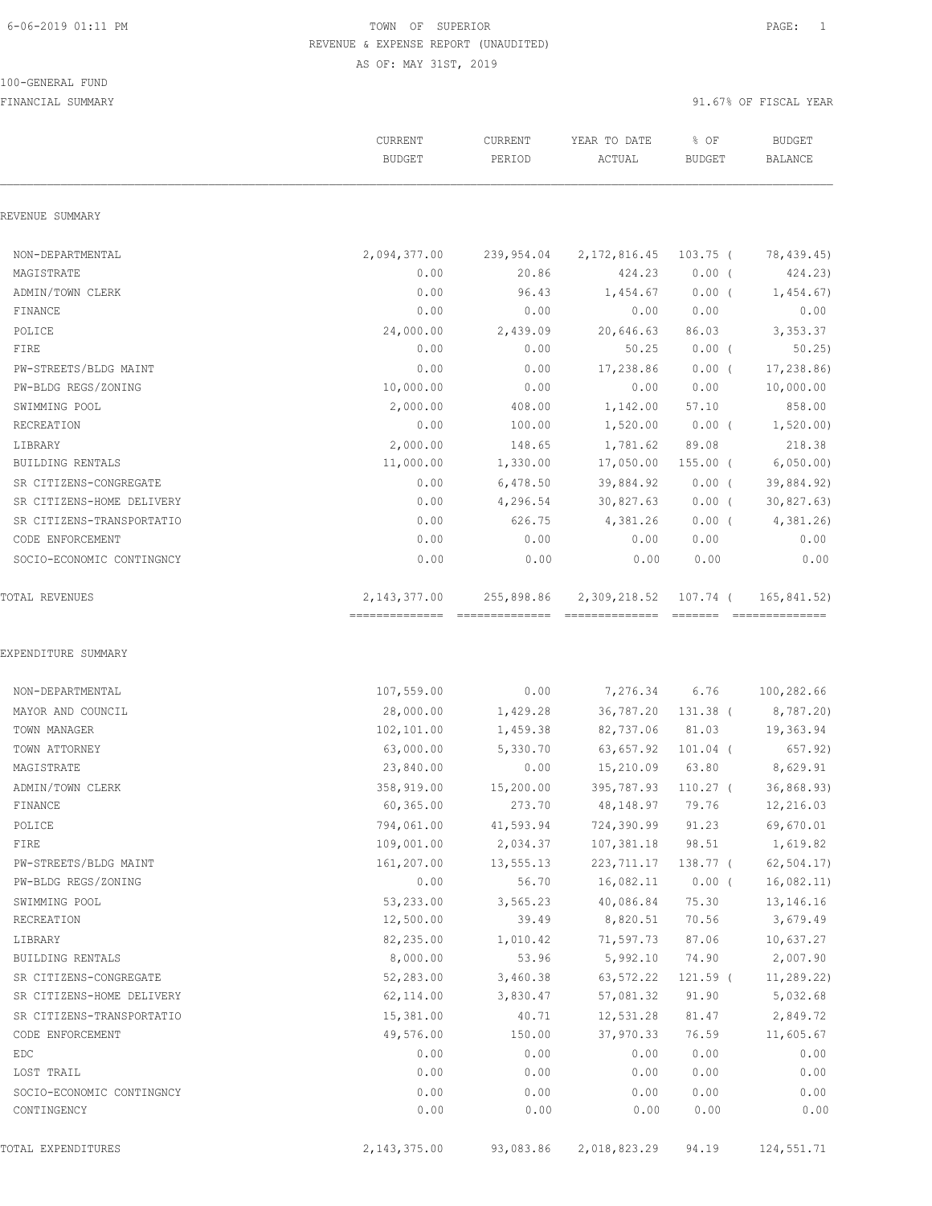6-06-2019 01:11 PM

TOWN OF SUPERIOR

REVENUE & EXPENSE REPORT (UNAUDITED)

AS OF: MAY 31ST, 2019

100-GENERAL FUND

FINANCIAL SUMMARY

91.67% OF FISCAL YEAR

| | CURRENT BUDGET | CURRENT PERIOD | YEAR TO DATE ACTUAL | % OF BUDGET | BUDGET BALANCE |
|---|---|---|---|---|---|
| **REVENUE SUMMARY** | | | | | |
| NON-DEPARTMENTAL | 2,094,377.00 | 239,954.04 | 2,172,816.45 | 103.75 ( | 78,439.45) |
| MAGISTRATE | 0.00 | 20.86 | 424.23 | 0.00 ( | 424.23) |
| ADMIN/TOWN CLERK | 0.00 | 96.43 | 1,454.67 | 0.00 ( | 1,454.67) |
| FINANCE | 0.00 | 0.00 | 0.00 | 0.00 | 0.00 |
| POLICE | 24,000.00 | 2,439.09 | 20,646.63 | 86.03 | 3,353.37 |
| FIRE | 0.00 | 0.00 | 50.25 | 0.00 ( | 50.25) |
| PW-STREETS/BLDG MAINT | 0.00 | 0.00 | 17,238.86 | 0.00 ( | 17,238.86) |
| PW-BLDG REGS/ZONING | 10,000.00 | 0.00 | 0.00 | 0.00 | 10,000.00 |
| SWIMMING POOL | 2,000.00 | 408.00 | 1,142.00 | 57.10 | 858.00 |
| RECREATION | 0.00 | 100.00 | 1,520.00 | 0.00 ( | 1,520.00) |
| LIBRARY | 2,000.00 | 148.65 | 1,781.62 | 89.08 | 218.38 |
| BUILDING RENTALS | 11,000.00 | 1,330.00 | 17,050.00 | 155.00 ( | 6,050.00) |
| SR CITIZENS-CONGREGATE | 0.00 | 6,478.50 | 39,884.92 | 0.00 ( | 39,884.92) |
| SR CITIZENS-HOME DELIVERY | 0.00 | 4,296.54 | 30,827.63 | 0.00 ( | 30,827.63) |
| SR CITIZENS-TRANSPORTATIO | 0.00 | 626.75 | 4,381.26 | 0.00 ( | 4,381.26) |
| CODE ENFORCEMENT | 0.00 | 0.00 | 0.00 | 0.00 | 0.00 |
| SOCIO-ECONOMIC CONTINGNCY | 0.00 | 0.00 | 0.00 | 0.00 | 0.00 |
| TOTAL REVENUES | 2,143,377.00 | 255,898.86 | 2,309,218.52 | 107.74 ( | 165,841.52) |
| **EXPENDITURE SUMMARY** | | | | | |
| NON-DEPARTMENTAL | 107,559.00 | 0.00 | 7,276.34 | 6.76 | 100,282.66 |
| MAYOR AND COUNCIL | 28,000.00 | 1,429.28 | 36,787.20 | 131.38 ( | 8,787.20) |
| TOWN MANAGER | 102,101.00 | 1,459.38 | 82,737.06 | 81.03 | 19,363.94 |
| TOWN ATTORNEY | 63,000.00 | 5,330.70 | 63,657.92 | 101.04 ( | 657.92) |
| MAGISTRATE | 23,840.00 | 0.00 | 15,210.09 | 63.80 | 8,629.91 |
| ADMIN/TOWN CLERK | 358,919.00 | 15,200.00 | 395,787.93 | 110.27 ( | 36,868.93) |
| FINANCE | 60,365.00 | 273.70 | 48,148.97 | 79.76 | 12,216.03 |
| POLICE | 794,061.00 | 41,593.94 | 724,390.99 | 91.23 | 69,670.01 |
| FIRE | 109,001.00 | 2,034.37 | 107,381.18 | 98.51 | 1,619.82 |
| PW-STREETS/BLDG MAINT | 161,207.00 | 13,555.13 | 223,711.17 | 138.77 ( | 62,504.17) |
| PW-BLDG REGS/ZONING | 0.00 | 56.70 | 16,082.11 | 0.00 ( | 16,082.11) |
| SWIMMING POOL | 53,233.00 | 3,565.23 | 40,086.84 | 75.30 | 13,146.16 |
| RECREATION | 12,500.00 | 39.49 | 8,820.51 | 70.56 | 3,679.49 |
| LIBRARY | 82,235.00 | 1,010.42 | 71,597.73 | 87.06 | 10,637.27 |
| BUILDING RENTALS | 8,000.00 | 53.96 | 5,992.10 | 74.90 | 2,007.90 |
| SR CITIZENS-CONGREGATE | 52,283.00 | 3,460.38 | 63,572.22 | 121.59 ( | 11,289.22) |
| SR CITIZENS-HOME DELIVERY | 62,114.00 | 3,830.47 | 57,081.32 | 91.90 | 5,032.68 |
| SR CITIZENS-TRANSPORTATIO | 15,381.00 | 40.71 | 12,531.28 | 81.47 | 2,849.72 |
| CODE ENFORCEMENT | 49,576.00 | 150.00 | 37,970.33 | 76.59 | 11,605.67 |
| EDC | 0.00 | 0.00 | 0.00 | 0.00 | 0.00 |
| LOST TRAIL | 0.00 | 0.00 | 0.00 | 0.00 | 0.00 |
| SOCIO-ECONOMIC CONTINGNCY | 0.00 | 0.00 | 0.00 | 0.00 | 0.00 |
| CONTINGENCY | 0.00 | 0.00 | 0.00 | 0.00 | 0.00 |
| TOTAL EXPENDITURES | 2,143,375.00 | 93,083.86 | 2,018,823.29 | 94.19 | 124,551.71 |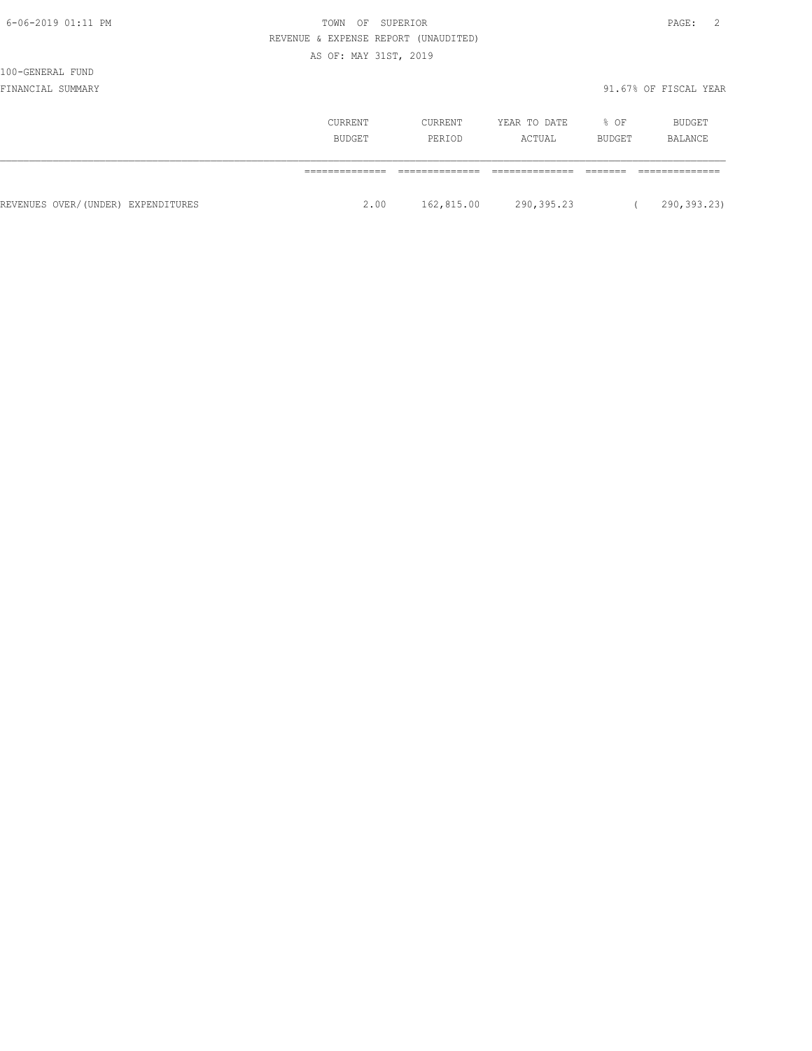100-GENERAL FUND

FINANCIAL SUMMARY

91.67% OF FISCAL YEAR

| | CURRENT BUDGET | CURRENT PERIOD | YEAR TO DATE ACTUAL | % OF BUDGET | BUDGET BALANCE |
|---|---|---|---|---|---|
| | ============== | ============== | ============== | ======= | ============== |
| REVENUES OVER/(UNDER) EXPENDITURES | 2.00 | 162,815.00 | 290,395.23 | ( | 290,393.23) |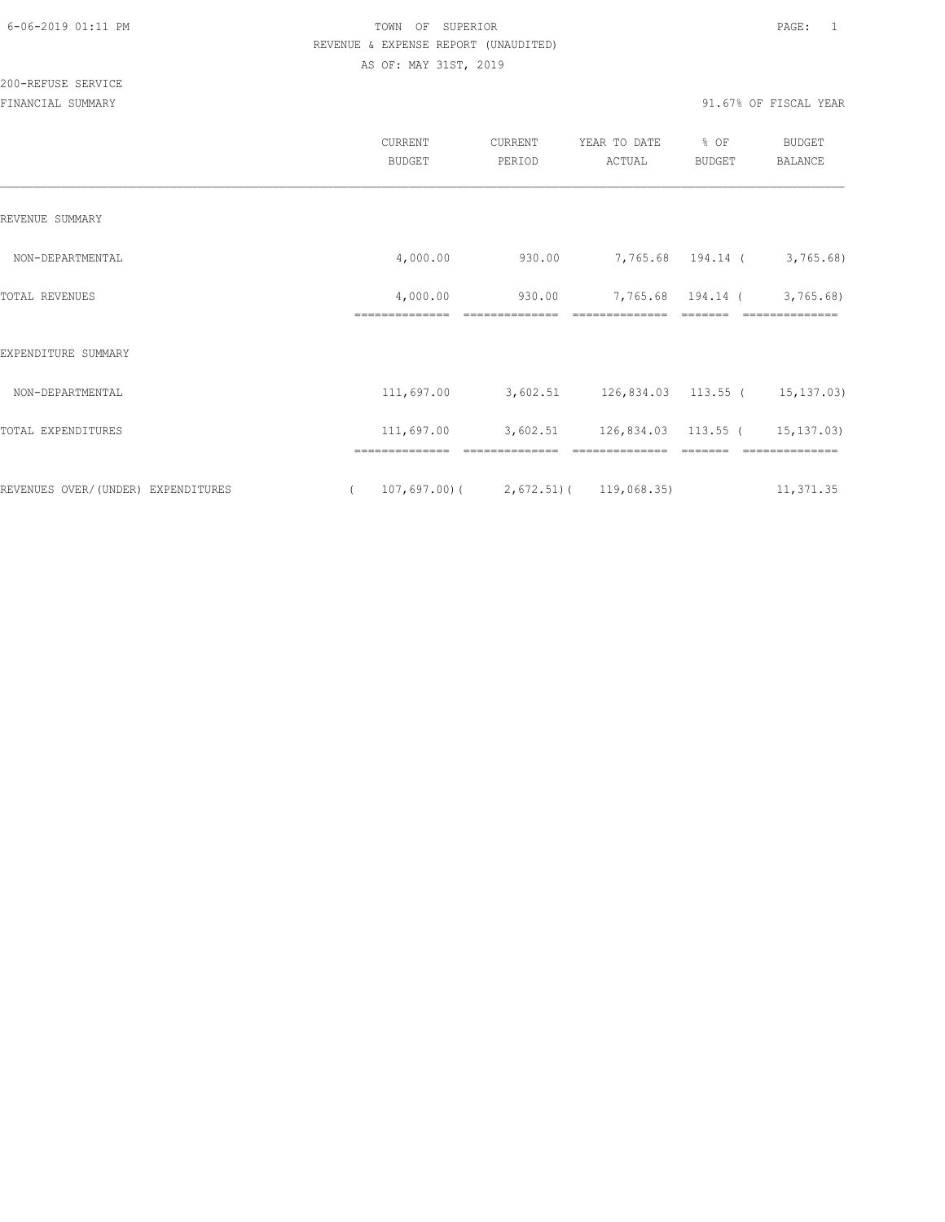TOWN OF SUPERIOR

REVENUE & EXPENSE REPORT (UNAUDITED)

AS OF: MAY 31ST, 2019

200-REFUSE SERVICE

FINANCIAL SUMMARY

91.67% OF FISCAL YEAR

| | CURRENT BUDGET | CURRENT PERIOD | YEAR TO DATE ACTUAL | % OF BUDGET | BUDGET BALANCE |
|---|---|---|---|---|---|
| REVENUE SUMMARY | | | | | |
| NON-DEPARTMENTAL | 4,000.00 | 930.00 | 7,765.68 | 194.14 | ( 3,765.68) |
| TOTAL REVENUES | 4,000.00 | 930.00 | 7,765.68 | 194.14 | ( 3,765.68) |
| EXPENDITURE SUMMARY | | | | | |
| NON-DEPARTMENTAL | 111,697.00 | 3,602.51 | 126,834.03 | 113.55 | ( 15,137.03) |
| TOTAL EXPENDITURES | 111,697.00 | 3,602.51 | 126,834.03 | 113.55 | ( 15,137.03) |
| REVENUES OVER/(UNDER) EXPENDITURES | ( 107,697.00) | ( 2,672.51) | ( 119,068.35) | | 11,371.35 |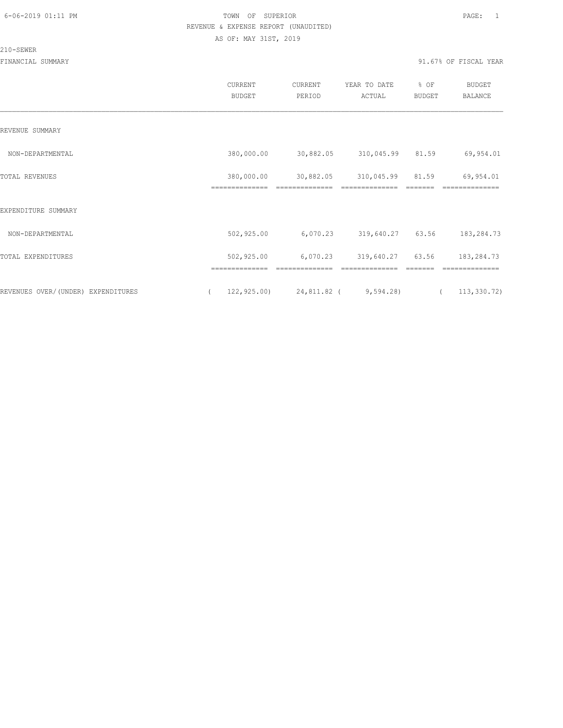TOWN OF SUPERIOR
REVENUE & EXPENSE REPORT (UNAUDITED)
AS OF: MAY 31ST, 2019

210-SEWER

FINANCIAL SUMMARY — 91.67% OF FISCAL YEAR

| | CURRENT BUDGET | CURRENT PERIOD | YEAR TO DATE ACTUAL | % OF BUDGET | BUDGET BALANCE |
|---|---|---|---|---|---|
| **REVENUE SUMMARY** | | | | | |
| NON-DEPARTMENTAL | 380,000.00 | 30,882.05 | 310,045.99 | 81.59 | 69,954.01 |
| TOTAL REVENUES | 380,000.00 | 30,882.05 | 310,045.99 | 81.59 | 69,954.01 |
| **EXPENDITURE SUMMARY** | | | | | |
| NON-DEPARTMENTAL | 502,925.00 | 6,070.23 | 319,640.27 | 63.56 | 183,284.73 |
| TOTAL EXPENDITURES | 502,925.00 | 6,070.23 | 319,640.27 | 63.56 | 183,284.73 |
| REVENUES OVER/(UNDER) EXPENDITURES | ( 122,925.00) | 24,811.82 | ( 9,594.28) | | ( 113,330.72) |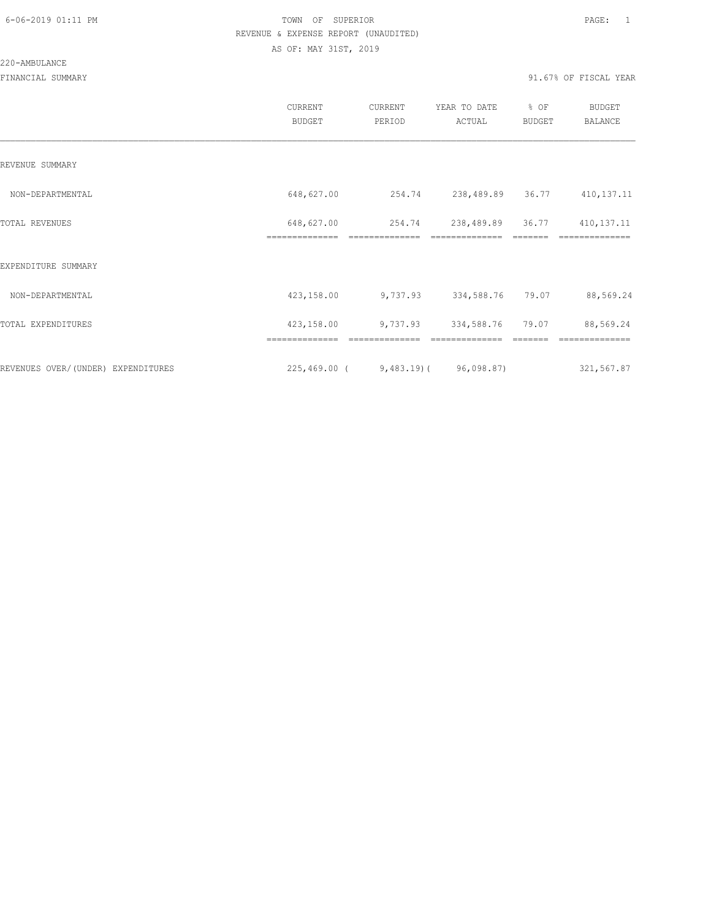6-06-2019 01:11 PM

TOWN OF SUPERIOR

REVENUE & EXPENSE REPORT (UNAUDITED)

AS OF: MAY 31ST, 2019

220-AMBULANCE

FINANCIAL SUMMARY

91.67% OF FISCAL YEAR

| | CURRENT BUDGET | CURRENT PERIOD | YEAR TO DATE ACTUAL | % OF BUDGET | BUDGET BALANCE |
|---|---|---|---|---|---|
| REVENUE SUMMARY | | | | | |
| NON-DEPARTMENTAL | 648,627.00 | 254.74 | 238,489.89 | 36.77 | 410,137.11 |
| TOTAL REVENUES | 648,627.00 | 254.74 | 238,489.89 | 36.77 | 410,137.11 |
| EXPENDITURE SUMMARY | | | | | |
| NON-DEPARTMENTAL | 423,158.00 | 9,737.93 | 334,588.76 | 79.07 | 88,569.24 |
| TOTAL EXPENDITURES | 423,158.00 | 9,737.93 | 334,588.76 | 79.07 | 88,569.24 |
| REVENUES OVER/(UNDER) EXPENDITURES | 225,469.00 | ( 9,483.19) | ( 96,098.87) | | 321,567.87 |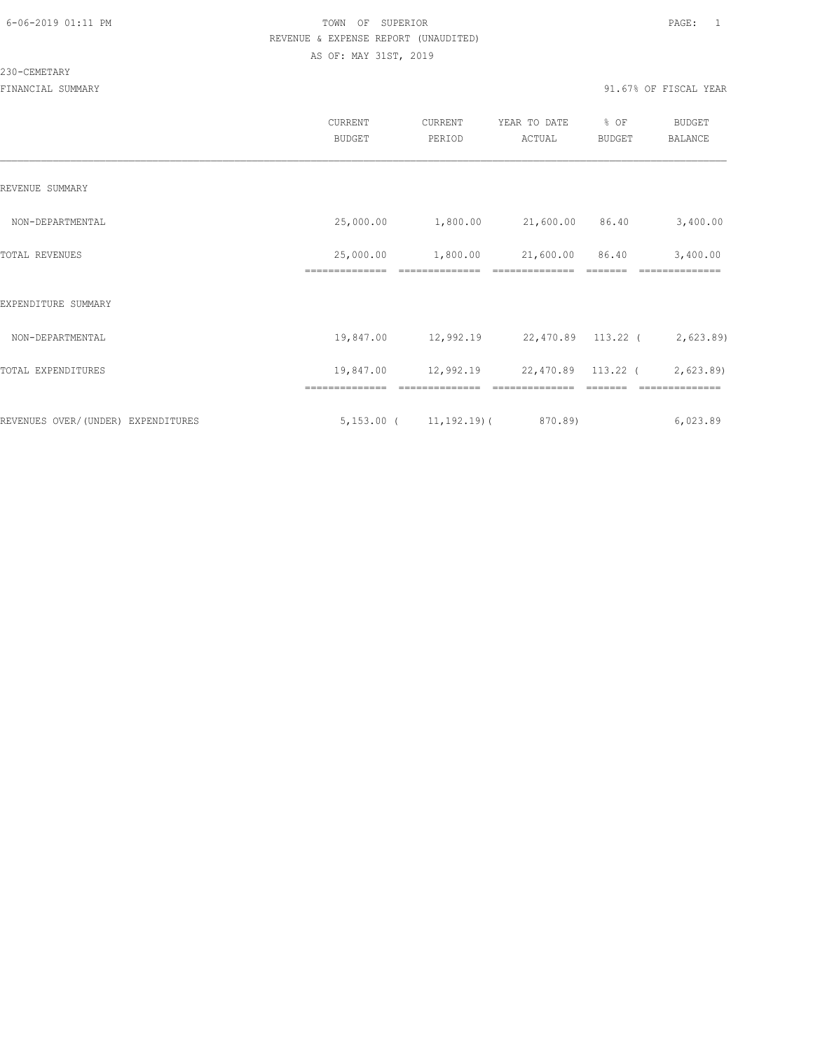TOWN OF SUPERIOR
REVENUE & EXPENSE REPORT (UNAUDITED)
AS OF: MAY 31ST, 2019

230-CEMETARY

FINANCIAL SUMMARY — 91.67% OF FISCAL YEAR

| | CURRENT BUDGET | CURRENT PERIOD | YEAR TO DATE ACTUAL | % OF BUDGET | BUDGET BALANCE |
|---|---|---|---|---|---|
| REVENUE SUMMARY | | | | | |
| NON-DEPARTMENTAL | 25,000.00 | 1,800.00 | 21,600.00 | 86.40 | 3,400.00 |
| TOTAL REVENUES | 25,000.00 | 1,800.00 | 21,600.00 | 86.40 | 3,400.00 |
| EXPENDITURE SUMMARY | | | | | |
| NON-DEPARTMENTAL | 19,847.00 | 12,992.19 | 22,470.89 | 113.22 | (2,623.89) |
| TOTAL EXPENDITURES | 19,847.00 | 12,992.19 | 22,470.89 | 113.22 | (2,623.89) |
| REVENUES OVER/(UNDER) EXPENDITURES | 5,153.00 | (11,192.19) | (870.89) | | 6,023.89 |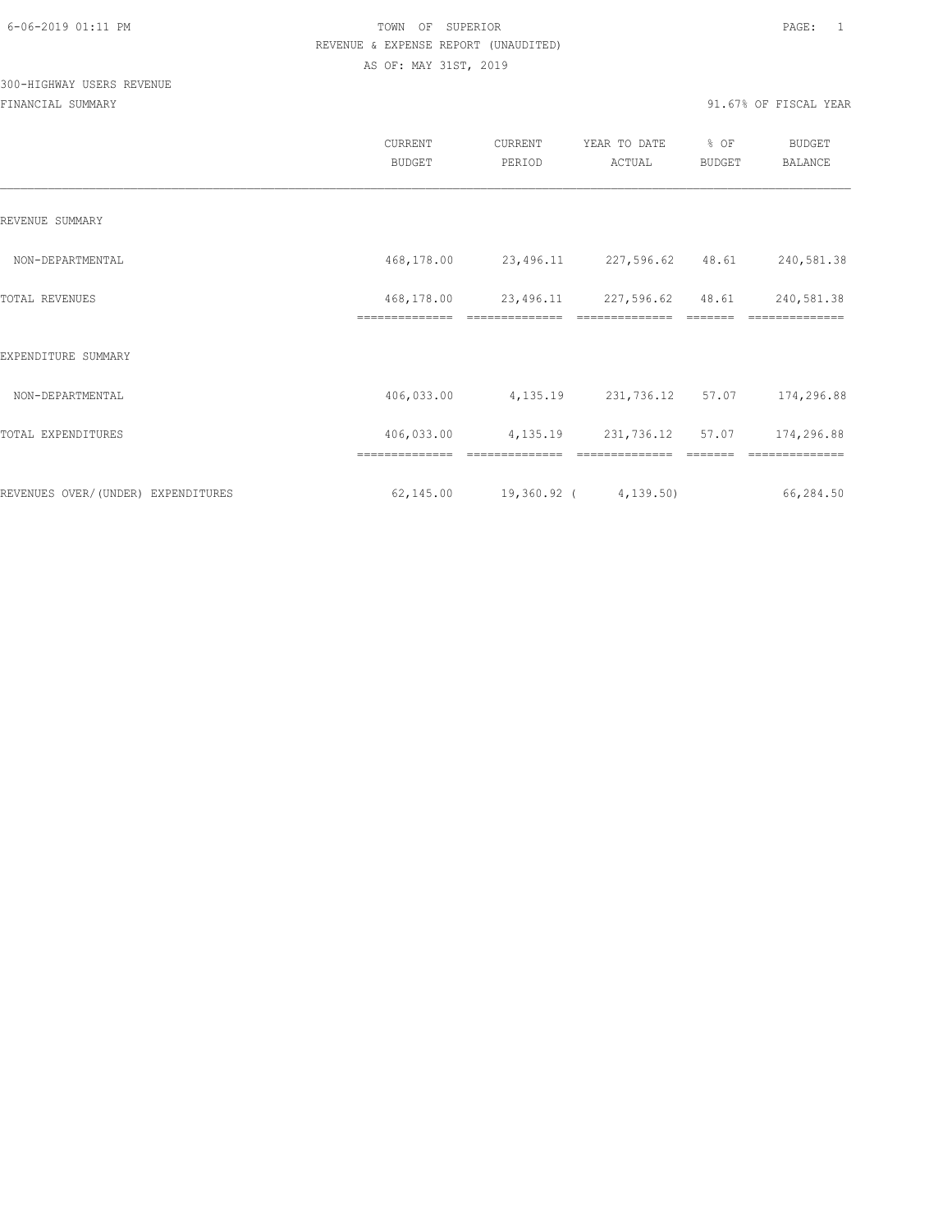TOWN OF SUPERIOR
REVENUE & EXPENSE REPORT (UNAUDITED)
AS OF: MAY 31ST, 2019

300-HIGHWAY USERS REVENUE

FINANCIAL SUMMARY

91.67% OF FISCAL YEAR

| | CURRENT BUDGET | CURRENT PERIOD | YEAR TO DATE ACTUAL | % OF BUDGET | BUDGET BALANCE |
|---|---|---|---|---|---|
| REVENUE SUMMARY | | | | | |
| NON-DEPARTMENTAL | 468,178.00 | 23,496.11 | 227,596.62 | 48.61 | 240,581.38 |
| TOTAL REVENUES | 468,178.00 | 23,496.11 | 227,596.62 | 48.61 | 240,581.38 |
| EXPENDITURE SUMMARY | | | | | |
| NON-DEPARTMENTAL | 406,033.00 | 4,135.19 | 231,736.12 | 57.07 | 174,296.88 |
| TOTAL EXPENDITURES | 406,033.00 | 4,135.19 | 231,736.12 | 57.07 | 174,296.88 |
| REVENUES OVER/(UNDER) EXPENDITURES | 62,145.00 | 19,360.92 | ( 4,139.50) | | 66,284.50 |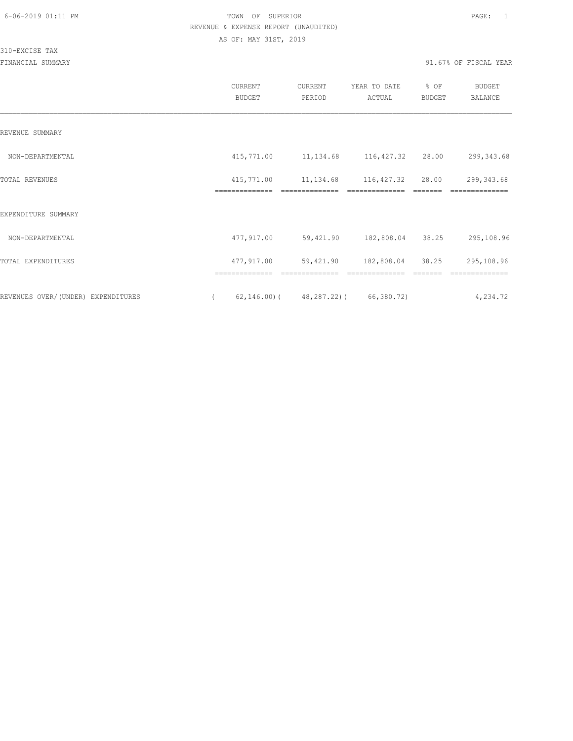6-06-2019 01:11 PM

TOWN OF SUPERIOR

REVENUE & EXPENSE REPORT (UNAUDITED)

AS OF: MAY 31ST, 2019

310-EXCISE TAX

FINANCIAL SUMMARY

91.67% OF FISCAL YEAR

| | CURRENT BUDGET | CURRENT PERIOD | YEAR TO DATE ACTUAL | % OF BUDGET | BUDGET BALANCE |
|---|---|---|---|---|---|
| REVENUE SUMMARY | | | | | |
| NON-DEPARTMENTAL | 415,771.00 | 11,134.68 | 116,427.32 | 28.00 | 299,343.68 |
| TOTAL REVENUES | 415,771.00 | 11,134.68 | 116,427.32 | 28.00 | 299,343.68 |
| EXPENDITURE SUMMARY | | | | | |
| NON-DEPARTMENTAL | 477,917.00 | 59,421.90 | 182,808.04 | 38.25 | 295,108.96 |
| TOTAL EXPENDITURES | 477,917.00 | 59,421.90 | 182,808.04 | 38.25 | 295,108.96 |
| REVENUES OVER/(UNDER) EXPENDITURES | ( 62,146.00) | ( 48,287.22) | ( 66,380.72) | | 4,234.72 |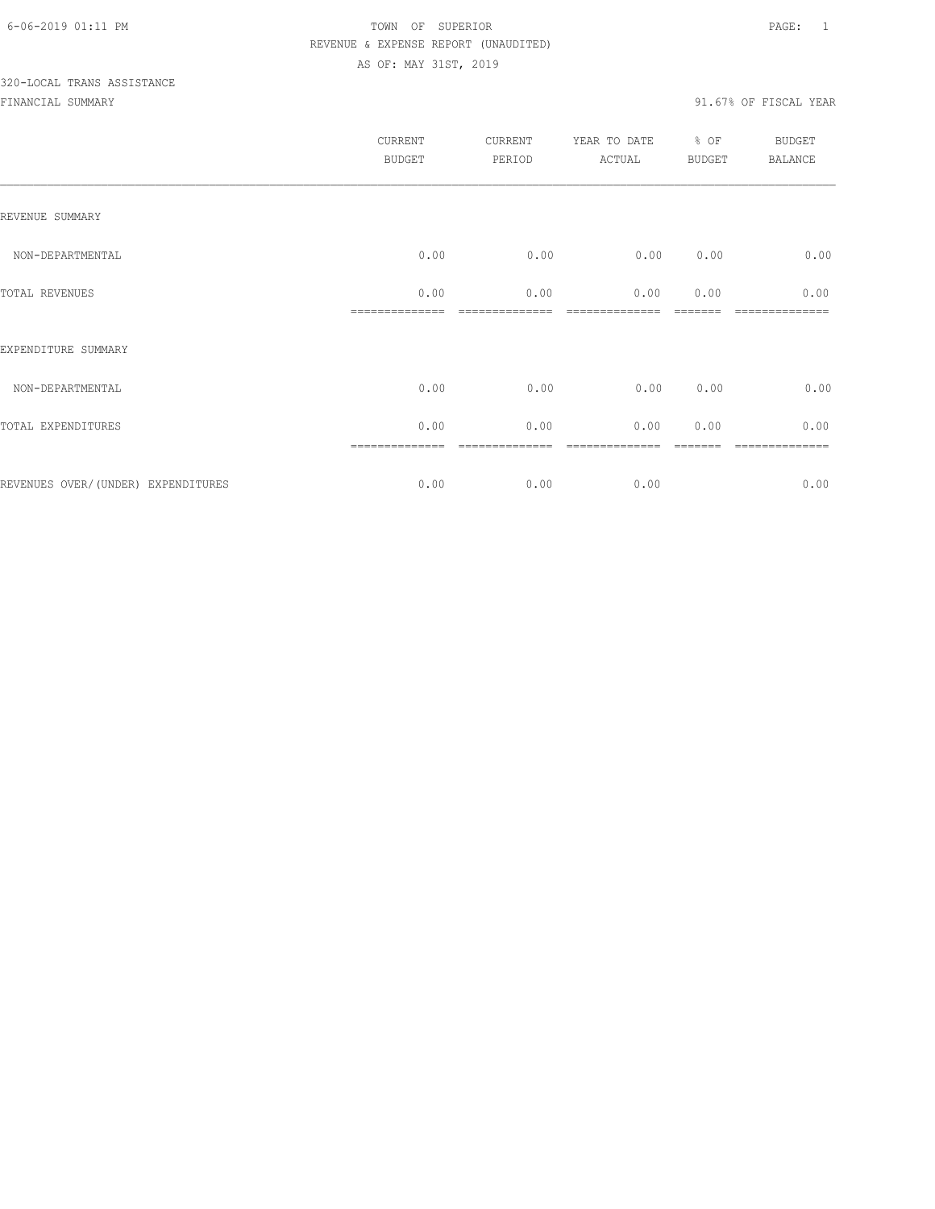6-06-2019 01:11 PM

# TOWN OF SUPERIOR

REVENUE & EXPENSE REPORT (UNAUDITED)

AS OF: MAY 31ST, 2019

320-LOCAL TRANS ASSISTANCE

FINANCIAL SUMMARY

91.67% OF FISCAL YEAR

| | CURRENT BUDGET | CURRENT PERIOD | YEAR TO DATE ACTUAL | % OF BUDGET | BUDGET BALANCE |
|---|---|---|---|---|---|
| REVENUE SUMMARY | | | | | |
| NON-DEPARTMENTAL | 0.00 | 0.00 | 0.00 | 0.00 | 0.00 |
| TOTAL REVENUES | 0.00 | 0.00 | 0.00 | 0.00 | 0.00 |
| EXPENDITURE SUMMARY | | | | | |
| NON-DEPARTMENTAL | 0.00 | 0.00 | 0.00 | 0.00 | 0.00 |
| TOTAL EXPENDITURES | 0.00 | 0.00 | 0.00 | 0.00 | 0.00 |
| REVENUES OVER/(UNDER) EXPENDITURES | 0.00 | 0.00 | 0.00 | | 0.00 |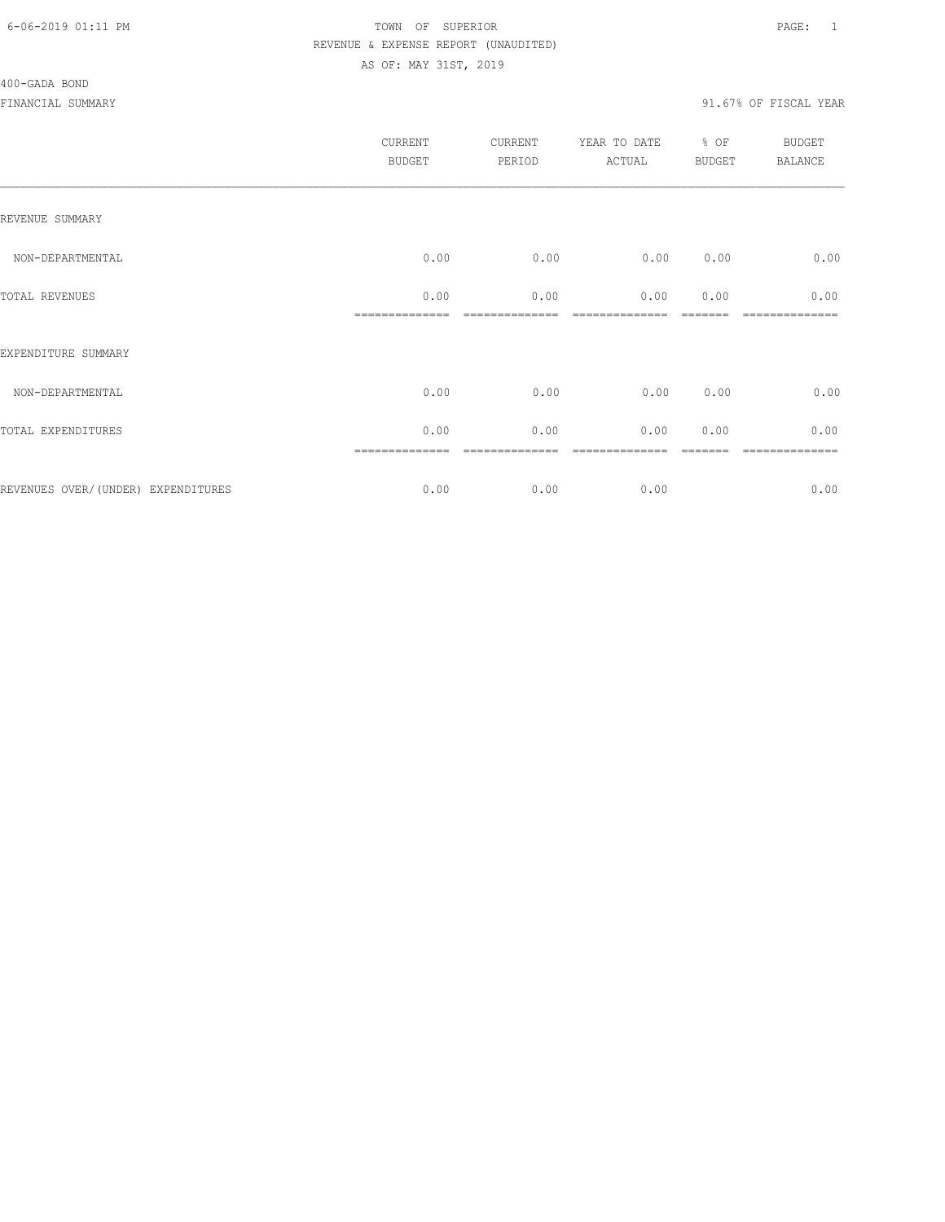6-06-2019 01:11 PM TOWN OF SUPERIOR

REVENUE & EXPENSE REPORT (UNAUDITED)

AS OF: MAY 31ST, 2019

400-GADA BOND

FINANCIAL SUMMARY 91.67% OF FISCAL YEAR

| | CURRENT BUDGET | CURRENT PERIOD | YEAR TO DATE ACTUAL | % OF BUDGET | BUDGET BALANCE |
|---|---|---|---|---|---|
| REVENUE SUMMARY | | | | | |
| NON-DEPARTMENTAL | 0.00 | 0.00 | 0.00 | 0.00 | 0.00 |
| TOTAL REVENUES | 0.00 | 0.00 | 0.00 | 0.00 | 0.00 |
| EXPENDITURE SUMMARY | | | | | |
| NON-DEPARTMENTAL | 0.00 | 0.00 | 0.00 | 0.00 | 0.00 |
| TOTAL EXPENDITURES | 0.00 | 0.00 | 0.00 | 0.00 | 0.00 |
| REVENUES OVER/(UNDER) EXPENDITURES | 0.00 | 0.00 | 0.00 | | 0.00 |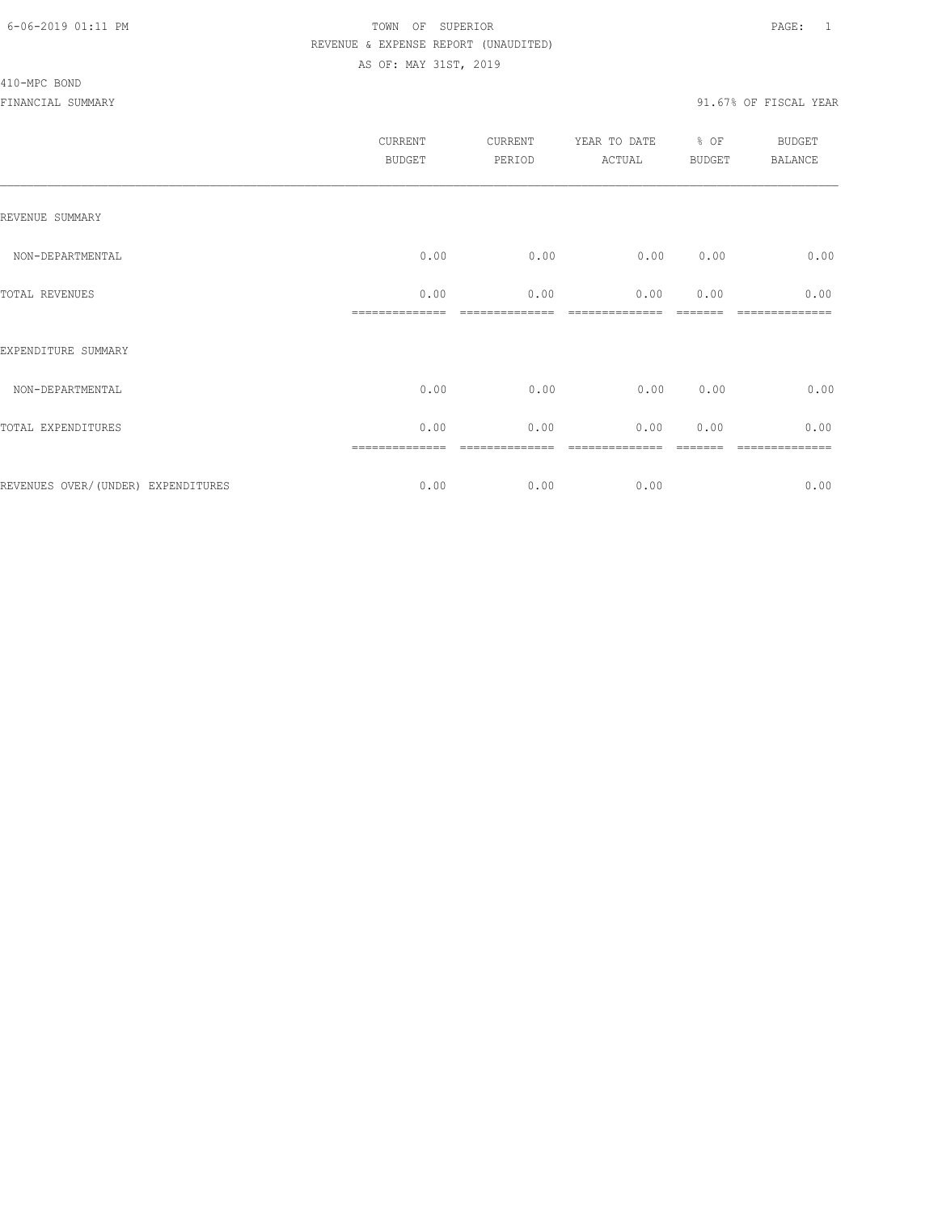6-06-2019 01:11 PM TOWN OF SUPERIOR PAGE: 1

REVENUE & EXPENSE REPORT (UNAUDITED)

AS OF: MAY 31ST, 2019

410-MPC BOND

FINANCIAL SUMMARY 91.67% OF FISCAL YEAR

| | CURRENT BUDGET | CURRENT PERIOD | YEAR TO DATE ACTUAL | % OF BUDGET | BUDGET BALANCE |
|---|---|---|---|---|---|
| REVENUE SUMMARY | | | | | |
| NON-DEPARTMENTAL | 0.00 | 0.00 | 0.00 | 0.00 | 0.00 |
| TOTAL REVENUES | 0.00 | 0.00 | 0.00 | 0.00 | 0.00 |
| EXPENDITURE SUMMARY | | | | | |
| NON-DEPARTMENTAL | 0.00 | 0.00 | 0.00 | 0.00 | 0.00 |
| TOTAL EXPENDITURES | 0.00 | 0.00 | 0.00 | 0.00 | 0.00 |
| REVENUES OVER/(UNDER) EXPENDITURES | 0.00 | 0.00 | 0.00 | | 0.00 |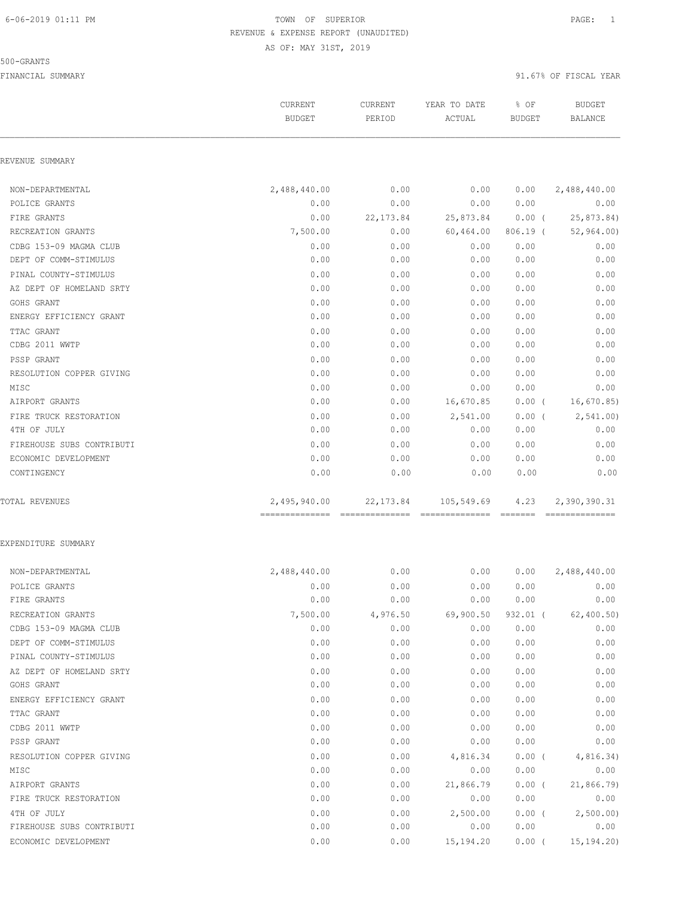TOWN OF SUPERIOR

REVENUE & EXPENSE REPORT (UNAUDITED)

AS OF: MAY 31ST, 2019

500-GRANTS

FINANCIAL SUMMARY

91.67% OF FISCAL YEAR

| | CURRENT BUDGET | CURRENT PERIOD | YEAR TO DATE ACTUAL | % OF BUDGET | BUDGET BALANCE |
|---|---|---|---|---|---|
| **REVENUE SUMMARY** | | | | | |
| NON-DEPARTMENTAL | 2,488,440.00 | 0.00 | 0.00 | 0.00 | 2,488,440.00 |
| POLICE GRANTS | 0.00 | 0.00 | 0.00 | 0.00 | 0.00 |
| FIRE GRANTS | 0.00 | 22,173.84 | 25,873.84 | 0.00 ( | 25,873.84) |
| RECREATION GRANTS | 7,500.00 | 0.00 | 60,464.00 | 806.19 ( | 52,964.00) |
| CDBG 153-09 MAGMA CLUB | 0.00 | 0.00 | 0.00 | 0.00 | 0.00 |
| DEPT OF COMM-STIMULUS | 0.00 | 0.00 | 0.00 | 0.00 | 0.00 |
| PINAL COUNTY-STIMULUS | 0.00 | 0.00 | 0.00 | 0.00 | 0.00 |
| AZ DEPT OF HOMELAND SRTY | 0.00 | 0.00 | 0.00 | 0.00 | 0.00 |
| GOHS GRANT | 0.00 | 0.00 | 0.00 | 0.00 | 0.00 |
| ENERGY EFFICIENCY GRANT | 0.00 | 0.00 | 0.00 | 0.00 | 0.00 |
| TTAC GRANT | 0.00 | 0.00 | 0.00 | 0.00 | 0.00 |
| CDBG 2011 WWTP | 0.00 | 0.00 | 0.00 | 0.00 | 0.00 |
| PSSP GRANT | 0.00 | 0.00 | 0.00 | 0.00 | 0.00 |
| RESOLUTION COPPER GIVING | 0.00 | 0.00 | 0.00 | 0.00 | 0.00 |
| MISC | 0.00 | 0.00 | 0.00 | 0.00 | 0.00 |
| AIRPORT GRANTS | 0.00 | 0.00 | 16,670.85 | 0.00 ( | 16,670.85) |
| FIRE TRUCK RESTORATION | 0.00 | 0.00 | 2,541.00 | 0.00 ( | 2,541.00) |
| 4TH OF JULY | 0.00 | 0.00 | 0.00 | 0.00 | 0.00 |
| FIREHOUSE SUBS CONTRIBUTI | 0.00 | 0.00 | 0.00 | 0.00 | 0.00 |
| ECONOMIC DEVELOPMENT | 0.00 | 0.00 | 0.00 | 0.00 | 0.00 |
| CONTINGENCY | 0.00 | 0.00 | 0.00 | 0.00 | 0.00 |
| TOTAL REVENUES | 2,495,940.00 | 22,173.84 | 105,549.69 | 4.23 | 2,390,390.31 |
| **EXPENDITURE SUMMARY** | | | | | |
| NON-DEPARTMENTAL | 2,488,440.00 | 0.00 | 0.00 | 0.00 | 2,488,440.00 |
| POLICE GRANTS | 0.00 | 0.00 | 0.00 | 0.00 | 0.00 |
| FIRE GRANTS | 0.00 | 0.00 | 0.00 | 0.00 | 0.00 |
| RECREATION GRANTS | 7,500.00 | 4,976.50 | 69,900.50 | 932.01 ( | 62,400.50) |
| CDBG 153-09 MAGMA CLUB | 0.00 | 0.00 | 0.00 | 0.00 | 0.00 |
| DEPT OF COMM-STIMULUS | 0.00 | 0.00 | 0.00 | 0.00 | 0.00 |
| PINAL COUNTY-STIMULUS | 0.00 | 0.00 | 0.00 | 0.00 | 0.00 |
| AZ DEPT OF HOMELAND SRTY | 0.00 | 0.00 | 0.00 | 0.00 | 0.00 |
| GOHS GRANT | 0.00 | 0.00 | 0.00 | 0.00 | 0.00 |
| ENERGY EFFICIENCY GRANT | 0.00 | 0.00 | 0.00 | 0.00 | 0.00 |
| TTAC GRANT | 0.00 | 0.00 | 0.00 | 0.00 | 0.00 |
| CDBG 2011 WWTP | 0.00 | 0.00 | 0.00 | 0.00 | 0.00 |
| PSSP GRANT | 0.00 | 0.00 | 0.00 | 0.00 | 0.00 |
| RESOLUTION COPPER GIVING | 0.00 | 0.00 | 4,816.34 | 0.00 ( | 4,816.34) |
| MISC | 0.00 | 0.00 | 0.00 | 0.00 | 0.00 |
| AIRPORT GRANTS | 0.00 | 0.00 | 21,866.79 | 0.00 ( | 21,866.79) |
| FIRE TRUCK RESTORATION | 0.00 | 0.00 | 0.00 | 0.00 | 0.00 |
| 4TH OF JULY | 0.00 | 0.00 | 2,500.00 | 0.00 ( | 2,500.00) |
| FIREHOUSE SUBS CONTRIBUTI | 0.00 | 0.00 | 0.00 | 0.00 | 0.00 |
| ECONOMIC DEVELOPMENT | 0.00 | 0.00 | 15,194.20 | 0.00 ( | 15,194.20) |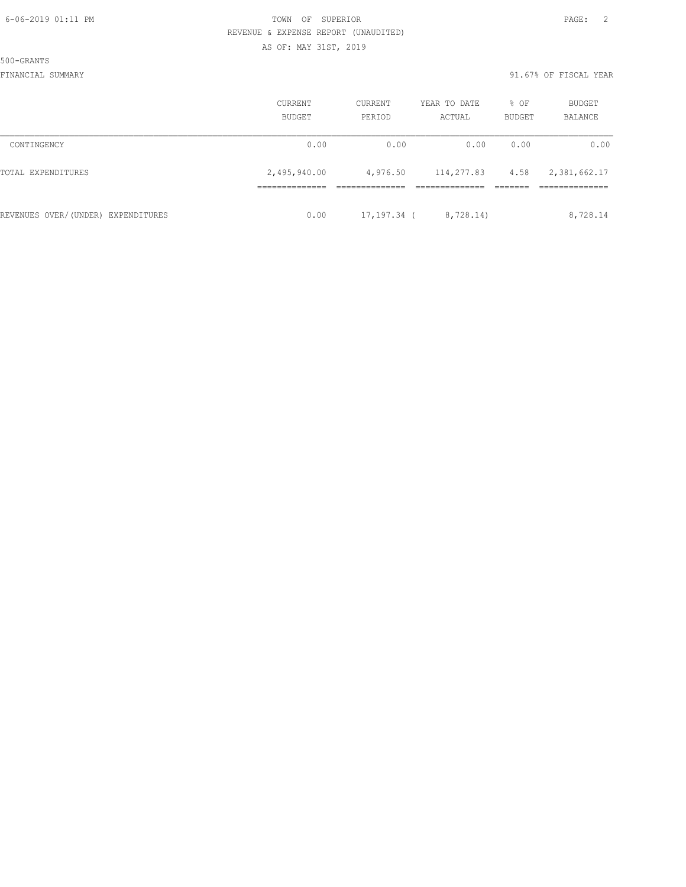6-06-2019 01:11 PM TOWN OF SUPERIOR

REVENUE & EXPENSE REPORT (UNAUDITED)

AS OF: MAY 31ST, 2019

500-GRANTS

FINANCIAL SUMMARY 91.67% OF FISCAL YEAR

| | CURRENT BUDGET | CURRENT PERIOD | YEAR TO DATE ACTUAL | % OF BUDGET | BUDGET BALANCE |
|---|---|---|---|---|---|
| CONTINGENCY | 0.00 | 0.00 | 0.00 | 0.00 | 0.00 |
| TOTAL EXPENDITURES | 2,495,940.00 | 4,976.50 | 114,277.83 | 4.58 | 2,381,662.17 |
| REVENUES OVER/(UNDER) EXPENDITURES | 0.00 | 17,197.34 | ( 8,728.14) | | 8,728.14 |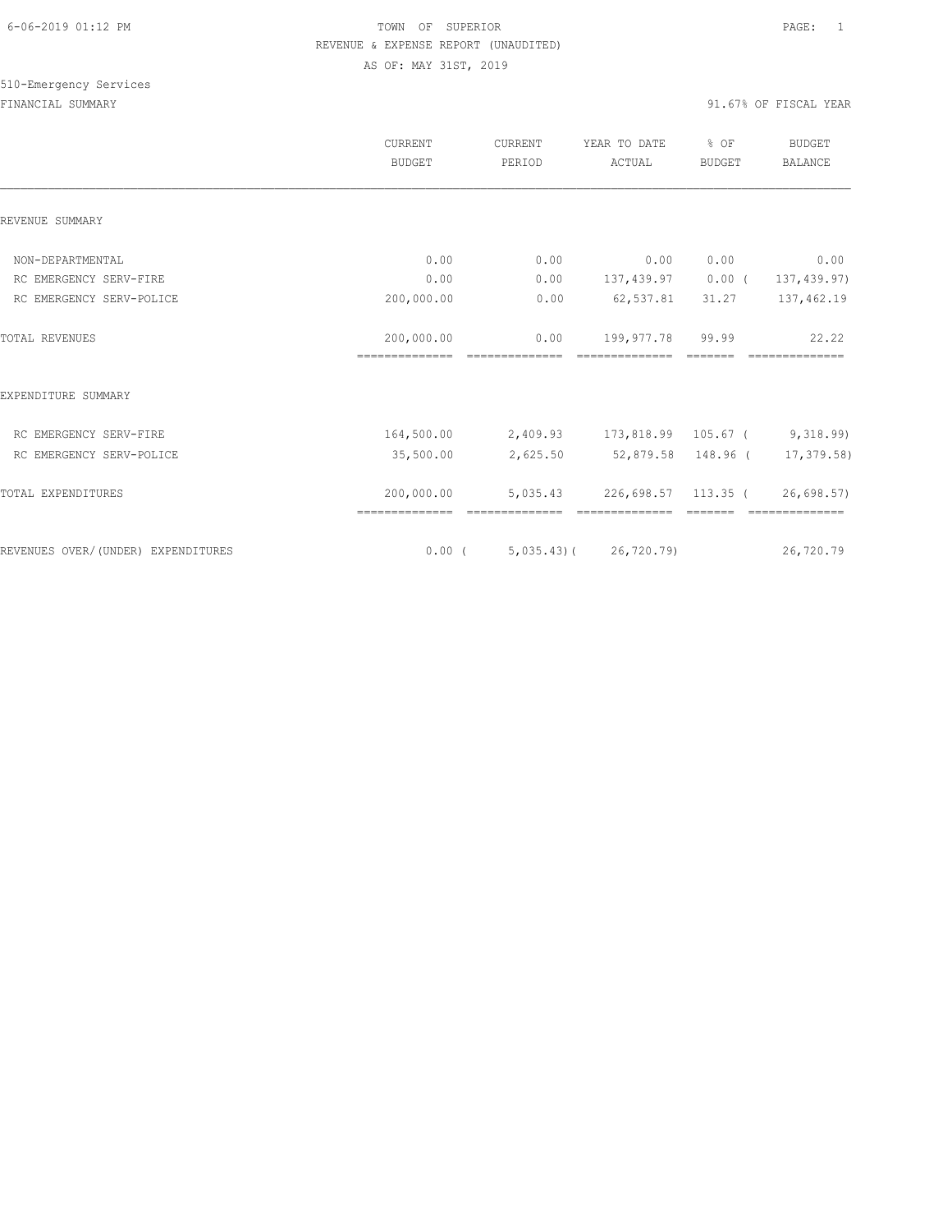TOWN OF SUPERIOR
REVENUE & EXPENSE REPORT (UNAUDITED)
AS OF: MAY 31ST, 2019

510-Emergency Services

FINANCIAL SUMMARY — 91.67% OF FISCAL YEAR

| | CURRENT BUDGET | CURRENT PERIOD | YEAR TO DATE ACTUAL | % OF BUDGET | BUDGET BALANCE |
|---|---|---|---|---|---|
| **REVENUE SUMMARY** | | | | | |
| NON-DEPARTMENTAL | 0.00 | 0.00 | 0.00 | 0.00 | 0.00 |
| RC EMERGENCY SERV-FIRE | 0.00 | 0.00 | 137,439.97 | 0.00 | ( 137,439.97) |
| RC EMERGENCY SERV-POLICE | 200,000.00 | 0.00 | 62,537.81 | 31.27 | 137,462.19 |
| TOTAL REVENUES | 200,000.00 | 0.00 | 199,977.78 | 99.99 | 22.22 |
| **EXPENDITURE SUMMARY** | | | | | |
| RC EMERGENCY SERV-FIRE | 164,500.00 | 2,409.93 | 173,818.99 | 105.67 | ( 9,318.99) |
| RC EMERGENCY SERV-POLICE | 35,500.00 | 2,625.50 | 52,879.58 | 148.96 | ( 17,379.58) |
| TOTAL EXPENDITURES | 200,000.00 | 5,035.43 | 226,698.57 | 113.35 | ( 26,698.57) |
| REVENUES OVER/(UNDER) EXPENDITURES | 0.00 | ( 5,035.43) | ( 26,720.79) | | 26,720.79 |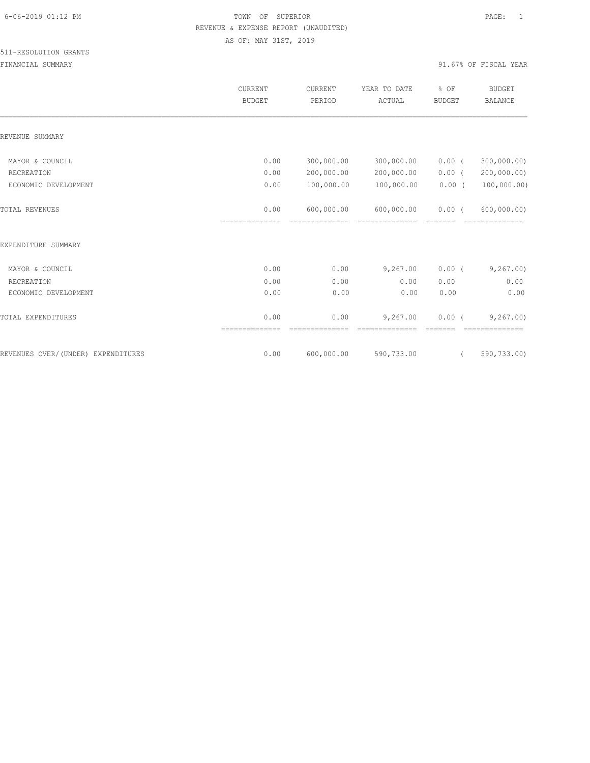TOWN OF SUPERIOR
REVENUE & EXPENSE REPORT (UNAUDITED)
AS OF: MAY 31ST, 2019

511-RESOLUTION GRANTS

FINANCIAL SUMMARY — 91.67% OF FISCAL YEAR

| | CURRENT BUDGET | CURRENT PERIOD | YEAR TO DATE ACTUAL | % OF BUDGET | BUDGET BALANCE |
|---|---|---|---|---|---|
| **REVENUE SUMMARY** | | | | | |
| MAYOR & COUNCIL | 0.00 | 300,000.00 | 300,000.00 | 0.00 | ( 300,000.00) |
| RECREATION | 0.00 | 200,000.00 | 200,000.00 | 0.00 | ( 200,000.00) |
| ECONOMIC DEVELOPMENT | 0.00 | 100,000.00 | 100,000.00 | 0.00 | ( 100,000.00) |
| TOTAL REVENUES | 0.00 | 600,000.00 | 600,000.00 | 0.00 | ( 600,000.00) |
| **EXPENDITURE SUMMARY** | | | | | |
| MAYOR & COUNCIL | 0.00 | 0.00 | 9,267.00 | 0.00 | ( 9,267.00) |
| RECREATION | 0.00 | 0.00 | 0.00 | 0.00 | 0.00 |
| ECONOMIC DEVELOPMENT | 0.00 | 0.00 | 0.00 | 0.00 | 0.00 |
| TOTAL EXPENDITURES | 0.00 | 0.00 | 9,267.00 | 0.00 | ( 9,267.00) |
| REVENUES OVER/(UNDER) EXPENDITURES | 0.00 | 600,000.00 | 590,733.00 | | ( 590,733.00) |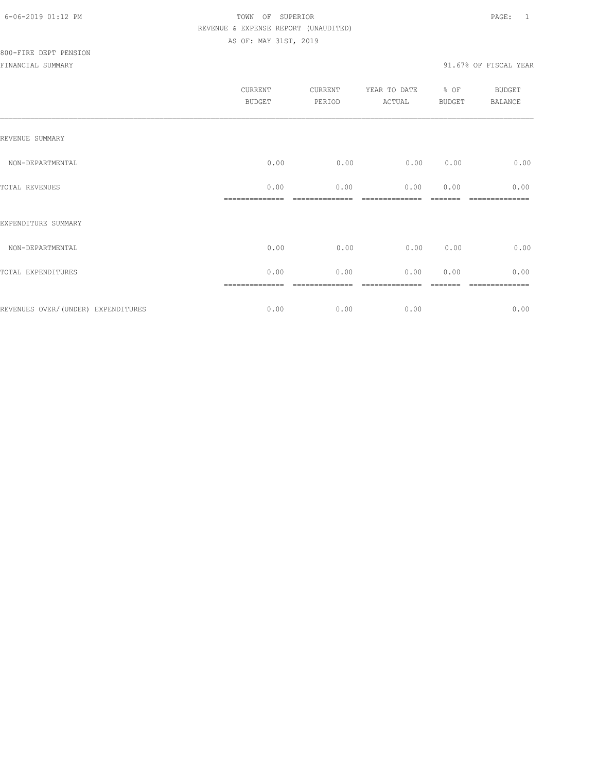TOWN OF SUPERIOR
REVENUE & EXPENSE REPORT (UNAUDITED)
AS OF: MAY 31ST, 2019

800-FIRE DEPT PENSION

FINANCIAL SUMMARY

91.67% OF FISCAL YEAR

| | CURRENT BUDGET | CURRENT PERIOD | YEAR TO DATE ACTUAL | % OF BUDGET | BUDGET BALANCE |
|---|---|---|---|---|---|
| REVENUE SUMMARY | | | | | |
| NON-DEPARTMENTAL | 0.00 | 0.00 | 0.00 | 0.00 | 0.00 |
| TOTAL REVENUES | 0.00 | 0.00 | 0.00 | 0.00 | 0.00 |
| EXPENDITURE SUMMARY | | | | | |
| NON-DEPARTMENTAL | 0.00 | 0.00 | 0.00 | 0.00 | 0.00 |
| TOTAL EXPENDITURES | 0.00 | 0.00 | 0.00 | 0.00 | 0.00 |
| REVENUES OVER/(UNDER) EXPENDITURES | 0.00 | 0.00 | 0.00 | | 0.00 |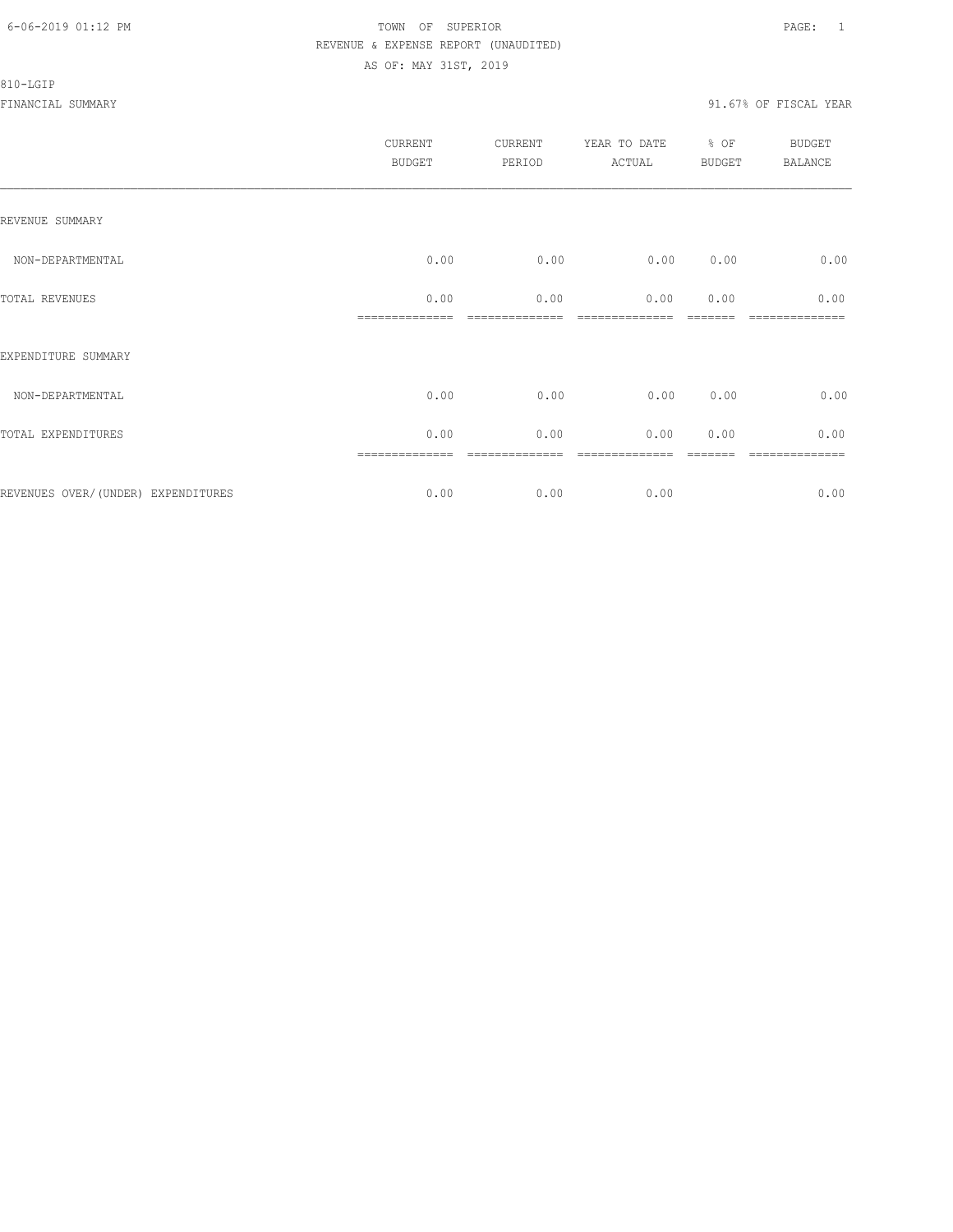TOWN OF SUPERIOR
REVENUE & EXPENSE REPORT (UNAUDITED)
AS OF: MAY 31ST, 2019

810-LGIP

FINANCIAL SUMMARY

91.67% OF FISCAL YEAR

| | CURRENT BUDGET | CURRENT PERIOD | YEAR TO DATE ACTUAL | % OF BUDGET | BUDGET BALANCE |
|---|---|---|---|---|---|
| REVENUE SUMMARY | | | | | |
| NON-DEPARTMENTAL | 0.00 | 0.00 | 0.00 | 0.00 | 0.00 |
| TOTAL REVENUES | 0.00 | 0.00 | 0.00 | 0.00 | 0.00 |
| EXPENDITURE SUMMARY | | | | | |
| NON-DEPARTMENTAL | 0.00 | 0.00 | 0.00 | 0.00 | 0.00 |
| TOTAL EXPENDITURES | 0.00 | 0.00 | 0.00 | 0.00 | 0.00 |
| REVENUES OVER/(UNDER) EXPENDITURES | 0.00 | 0.00 | 0.00 | | 0.00 |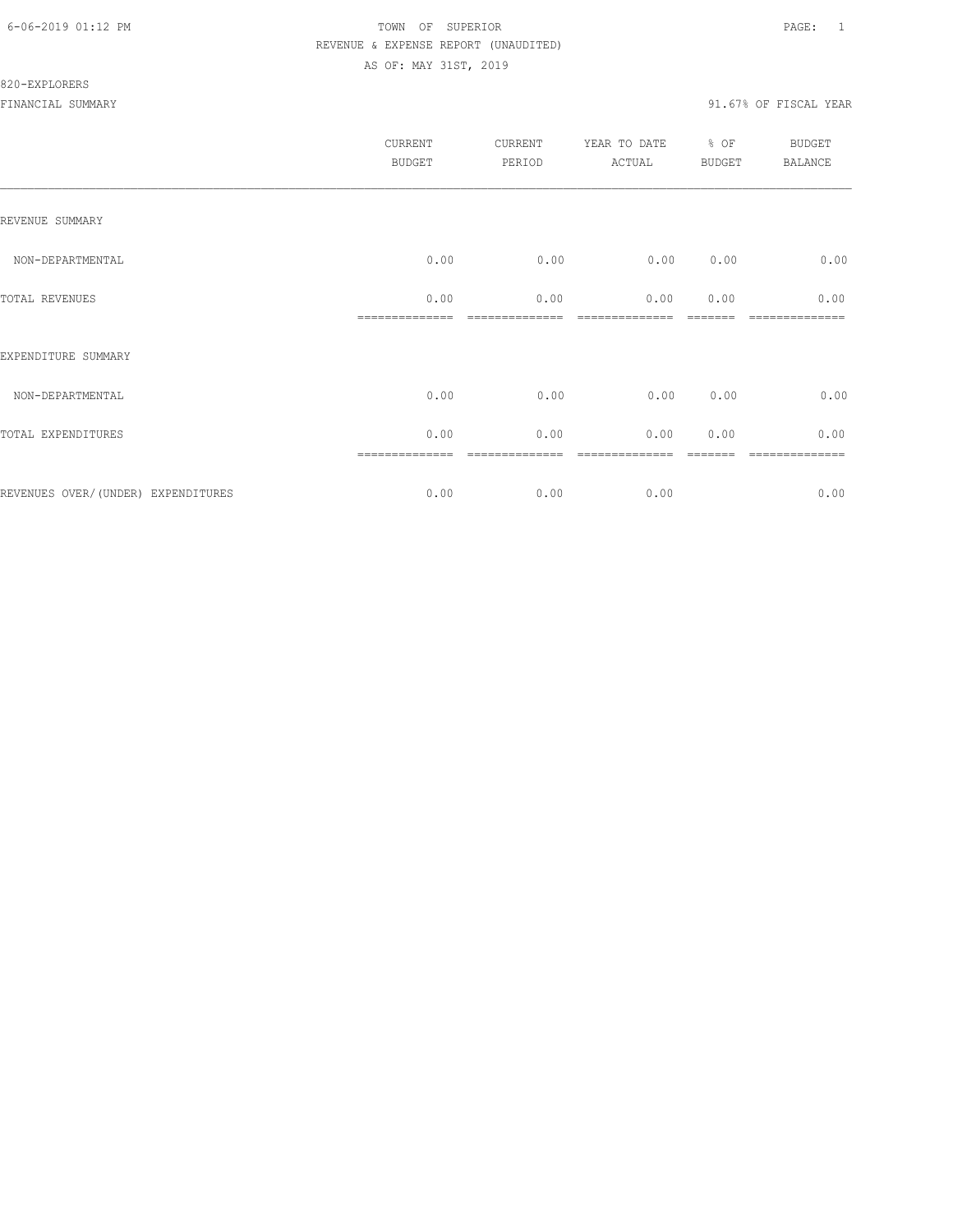TOWN OF SUPERIOR
REVENUE & EXPENSE REPORT (UNAUDITED)
AS OF: MAY 31ST, 2019

820-EXPLORERS

FINANCIAL SUMMARY — 91.67% OF FISCAL YEAR

| | CURRENT BUDGET | CURRENT PERIOD | YEAR TO DATE ACTUAL | % OF BUDGET | BUDGET BALANCE |
|---|---|---|---|---|---|
| REVENUE SUMMARY | | | | | |
| NON-DEPARTMENTAL | 0.00 | 0.00 | 0.00 | 0.00 | 0.00 |
| TOTAL REVENUES | 0.00 | 0.00 | 0.00 | 0.00 | 0.00 |
| EXPENDITURE SUMMARY | | | | | |
| NON-DEPARTMENTAL | 0.00 | 0.00 | 0.00 | 0.00 | 0.00 |
| TOTAL EXPENDITURES | 0.00 | 0.00 | 0.00 | 0.00 | 0.00 |
| REVENUES OVER/(UNDER) EXPENDITURES | 0.00 | 0.00 | 0.00 | | 0.00 |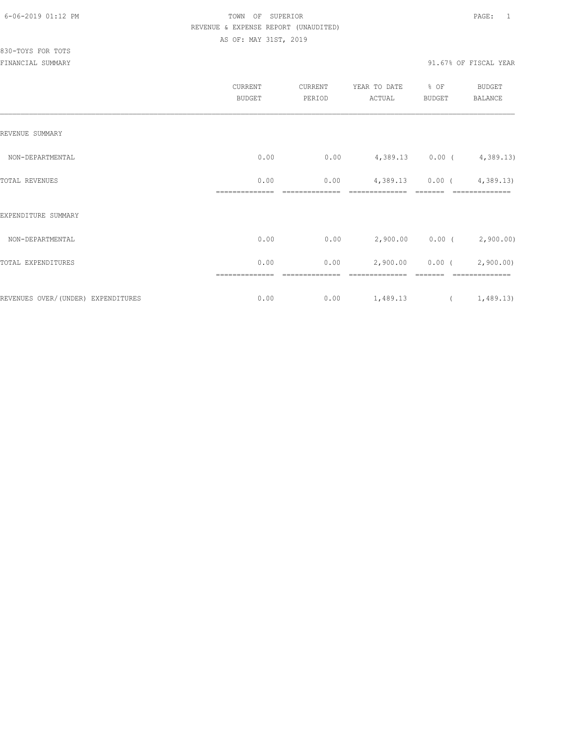# TOWN OF SUPERIOR

## REVENUE & EXPENSE REPORT (UNAUDITED)

AS OF: MAY 31ST, 2019

830-TOYS FOR TOTS

FINANCIAL SUMMARY — 91.67% OF FISCAL YEAR

| | CURRENT BUDGET | CURRENT PERIOD | YEAR TO DATE ACTUAL | % OF BUDGET | BUDGET BALANCE |
|---|---|---|---|---|---|
| REVENUE SUMMARY | | | | | |
| NON-DEPARTMENTAL | 0.00 | 0.00 | 4,389.13 | 0.00 | ( 4,389.13) |
| TOTAL REVENUES | 0.00 | 0.00 | 4,389.13 | 0.00 | ( 4,389.13) |
| EXPENDITURE SUMMARY | | | | | |
| NON-DEPARTMENTAL | 0.00 | 0.00 | 2,900.00 | 0.00 | ( 2,900.00) |
| TOTAL EXPENDITURES | 0.00 | 0.00 | 2,900.00 | 0.00 | ( 2,900.00) |
| REVENUES OVER/(UNDER) EXPENDITURES | 0.00 | 0.00 | 1,489.13 | | ( 1,489.13) |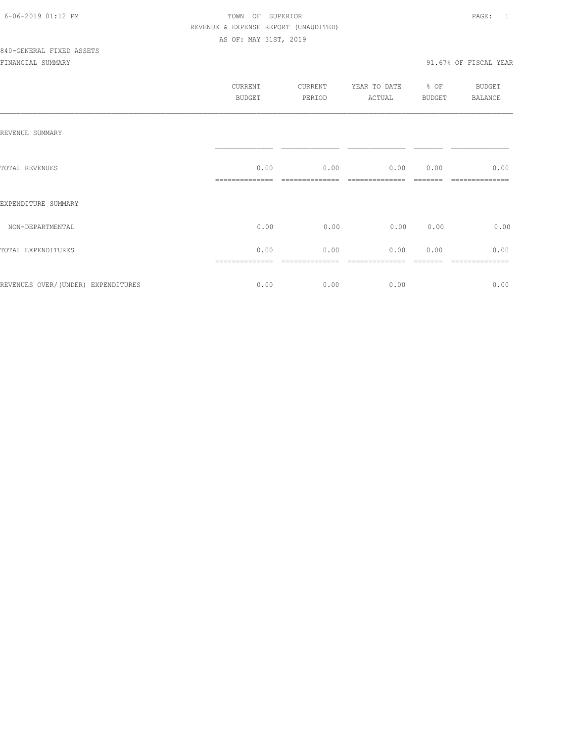6-06-2019 01:12 PM TOWN OF SUPERIOR

REVENUE & EXPENSE REPORT (UNAUDITED)

AS OF: MAY 31ST, 2019

840-GENERAL FIXED ASSETS

FINANCIAL SUMMARY 91.67% OF FISCAL YEAR

| | CURRENT BUDGET | CURRENT PERIOD | YEAR TO DATE ACTUAL | % OF BUDGET | BUDGET BALANCE |
|---|---|---|---|---|---|
| REVENUE SUMMARY | | | | | |
| TOTAL REVENUES | 0.00 | 0.00 | 0.00 | 0.00 | 0.00 |
| EXPENDITURE SUMMARY | | | | | |
| NON-DEPARTMENTAL | 0.00 | 0.00 | 0.00 | 0.00 | 0.00 |
| TOTAL EXPENDITURES | 0.00 | 0.00 | 0.00 | 0.00 | 0.00 |
| REVENUES OVER/(UNDER) EXPENDITURES | 0.00 | 0.00 | 0.00 | | 0.00 |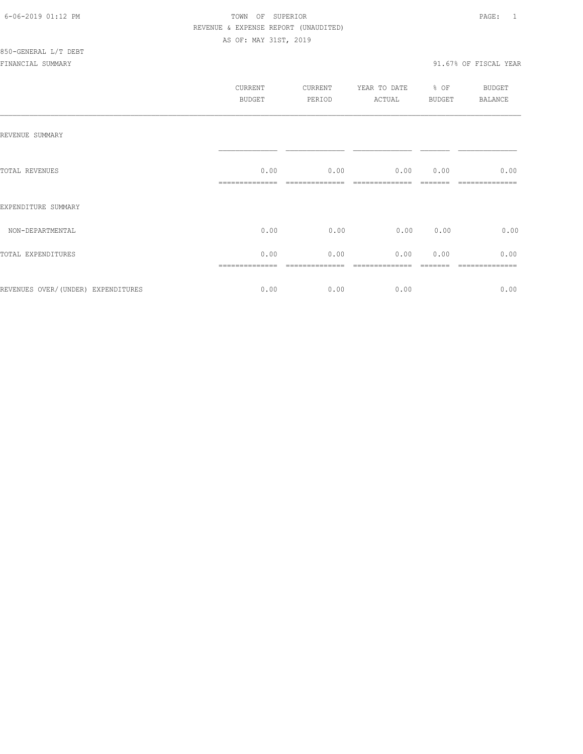6-06-2019 01:12 PM

TOWN OF SUPERIOR

REVENUE & EXPENSE REPORT (UNAUDITED)

AS OF: MAY 31ST, 2019

850-GENERAL L/T DEBT

FINANCIAL SUMMARY

91.67% OF FISCAL YEAR

| | CURRENT BUDGET | CURRENT PERIOD | YEAR TO DATE ACTUAL | % OF BUDGET | BUDGET BALANCE |
|---|---|---|---|---|---|
| REVENUE SUMMARY | | | | | |
| TOTAL REVENUES | 0.00 | 0.00 | 0.00 | 0.00 | 0.00 |
| EXPENDITURE SUMMARY | | | | | |
| NON-DEPARTMENTAL | 0.00 | 0.00 | 0.00 | 0.00 | 0.00 |
| TOTAL EXPENDITURES | 0.00 | 0.00 | 0.00 | 0.00 | 0.00 |
| REVENUES OVER/(UNDER) EXPENDITURES | 0.00 | 0.00 | 0.00 | | 0.00 |